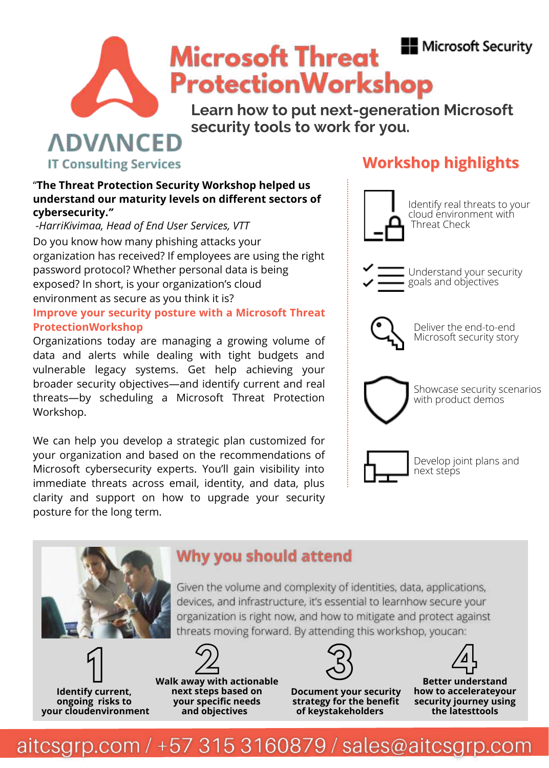# Microsoft Threat ProtectionWorkshop

Microsoft Security

## Learn how to put next-generation Microsoft security tools to work for you.

ADVANCED

IT Consulting Services

**"The Threat Protection Security Workshop helped us understand our maturity levels on different sectors of cybersecurity."**

*-HarriKivimaa, Head of End User Services, VTT*

Do you know how many phishing attacks your organization has received? If employees are using the right password protocol? Whether personal data is being exposed? In short, is your organization's cloud environment as secure as you think it is?

### Improve your security posture with a Microsoft Threat ProtectionWorkshop

Organizations today are managing a growing volume of data and alerts while dealing with tight budgets and vulnerable legacy systems. Get help achieving your broader security objectives—and identify current and real threats—by scheduling a Microsoft Threat Protection Workshop.

We can help you develop a strategic plan customized for your organization and based on the recommendations of Microsoft cybersecurity experts. You'll gain visibility into immediate threats across email, identity, and data, plus clarity and support on how to upgrade your security posture for the long term.

## Workshop highlights

- Identify real threats to your cloud environment with Threat Check
- Understand your security goals and objectives
- Deliver the end-to-end Microsoft security story
- Showcase security scenarios with product demos
- Develop joint plans and next steps

## Why you should attend

Given the volume and complexity of identities, data, applications, devices, and infrastructure, it's essential to learnhow secure your organization is right now, and how to mitigate and protect against threats moving forward. By attending this workshop, youcan:

1. **Identify current, ongoing risks to your cloudenvironment**
2. **Walk away with actionable next steps based on your specific needs and objectives**
3. **Document your security strategy for the benefit of keystakeholders**
4. **Better understand how to accelerateyour security journey using the latesttools**

aitcsgrp.com / +57 315 3160879 / sales@aitcsgrp.com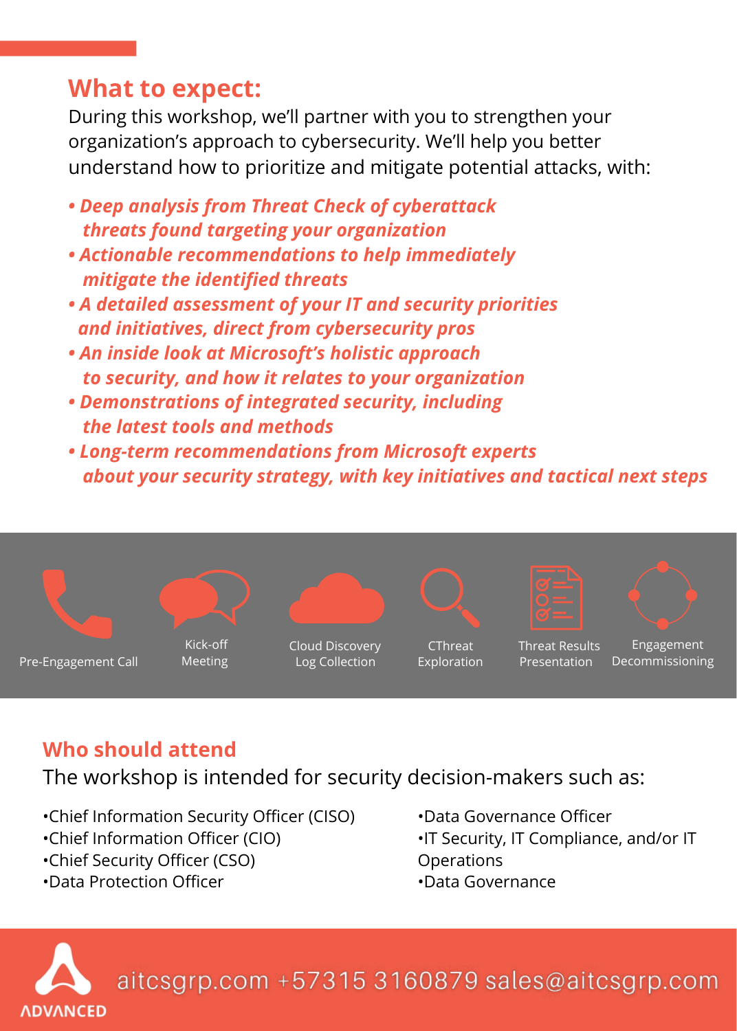## What to expect:

During this workshop, we'll partner with you to strengthen your organization's approach to cybersecurity. We'll help you better understand how to prioritize and mitigate potential attacks, with:

- ***Deep analysis from Threat Check of cyberattack threats found targeting your organization***
- ***Actionable recommendations to help immediately mitigate the identified threats***
- ***A detailed assessment of your IT and security priorities and initiatives, direct from cybersecurity pros***
- ***An inside look at Microsoft's holistic approach to security, and how it relates to your organization***
- ***Demonstrations of integrated security, including the latest tools and methods***
- ***Long-term recommendations from Microsoft experts about your security strategy, with key initiatives and tactical next steps***

Pre-Engagement Call

Kick-off Meeting

Cloud Discovery Log Collection

CThreat Exploration

Threat Results Presentation

Engagement Decommissioning

## Who should attend

The workshop is intended for security decision-makers such as:

- Chief Information Security Officer (CISO)
- Chief Information Officer (CIO)
- Chief Security Officer (CSO)
- Data Protection Officer
- Data Governance Officer
- IT Security, IT Compliance, and/or IT Operations
- Data Governance

ADVANCED

aitcsgrp.com +57315 3160879 sales@aitcsgrp.com